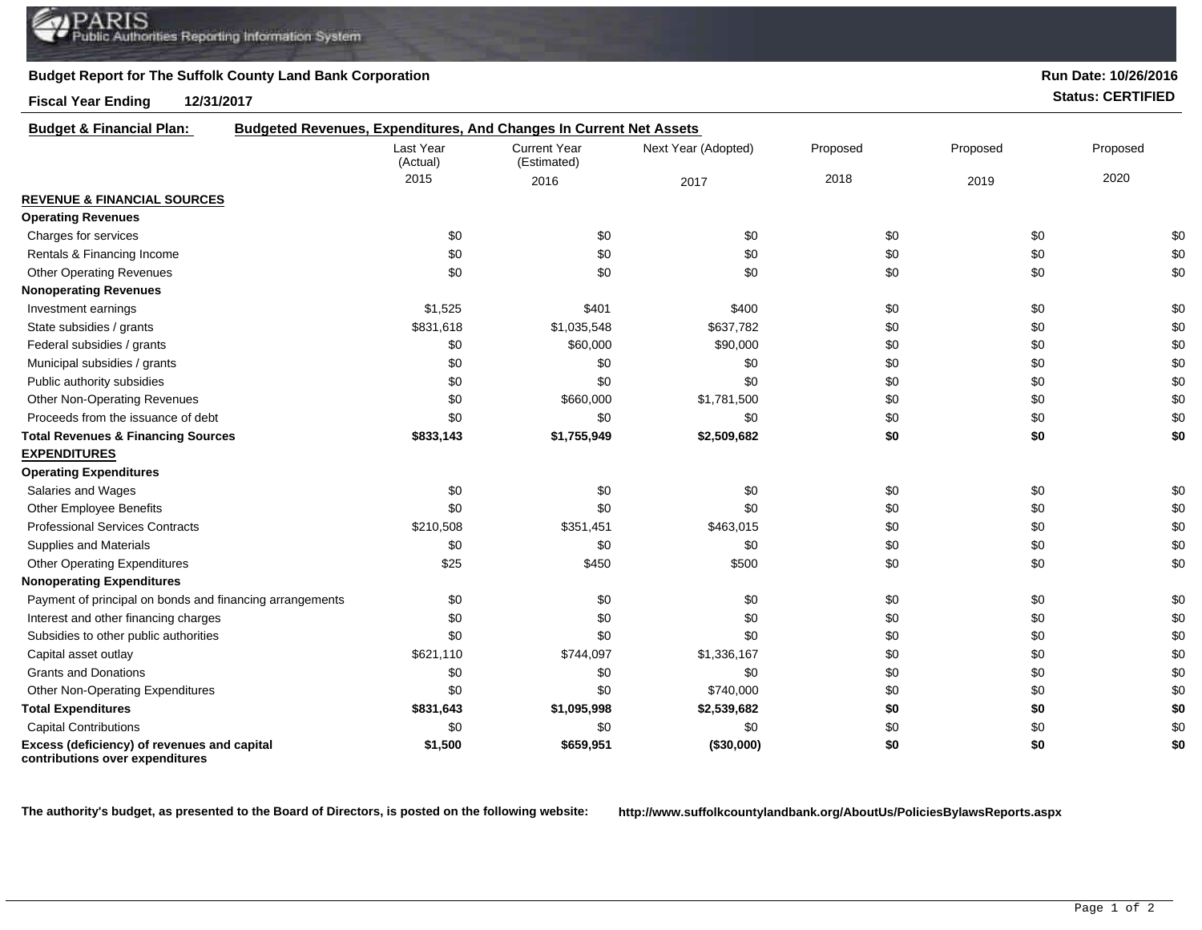PARIS Public Authorities Reporting Information System

**Budget Report for The Suffolk County Land Bank Corporation**

**Run Date: 10/26/2016**

**Fiscal Year Ending 12/31/2017**

**Status: CERTIFIED**

**Budget & Financial Plan:** **Budgeted Revenues, Expenditures, And Changes In Current Net Assets**

| | Last Year (Actual) 2015 | Current Year (Estimated) 2016 | Next Year (Adopted) 2017 | Proposed 2018 | Proposed 2019 | Proposed 2020 |
|---|---|---|---|---|---|---|
| **REVENUE & FINANCIAL SOURCES** | | | | | | |
| **Operating Revenues** | | | | | | |
| Charges for services | $0 | $0 | $0 | $0 | $0 | $0 |
| Rentals & Financing Income | $0 | $0 | $0 | $0 | $0 | $0 |
| Other Operating Revenues | $0 | $0 | $0 | $0 | $0 | $0 |
| **Nonoperating Revenues** | | | | | | |
| Investment earnings | $1,525 | $401 | $400 | $0 | $0 | $0 |
| State subsidies / grants | $831,618 | $1,035,548 | $637,782 | $0 | $0 | $0 |
| Federal subsidies / grants | $0 | $60,000 | $90,000 | $0 | $0 | $0 |
| Municipal subsidies / grants | $0 | $0 | $0 | $0 | $0 | $0 |
| Public authority subsidies | $0 | $0 | $0 | $0 | $0 | $0 |
| Other Non-Operating Revenues | $0 | $660,000 | $1,781,500 | $0 | $0 | $0 |
| Proceeds from the issuance of debt | $0 | $0 | $0 | $0 | $0 | $0 |
| **Total Revenues & Financing Sources** | **$833,143** | **$1,755,949** | **$2,509,682** | **$0** | **$0** | **$0** |
| **EXPENDITURES** | | | | | | |
| **Operating Expenditures** | | | | | | |
| Salaries and Wages | $0 | $0 | $0 | $0 | $0 | $0 |
| Other Employee Benefits | $0 | $0 | $0 | $0 | $0 | $0 |
| Professional Services Contracts | $210,508 | $351,451 | $463,015 | $0 | $0 | $0 |
| Supplies and Materials | $0 | $0 | $0 | $0 | $0 | $0 |
| Other Operating Expenditures | $25 | $450 | $500 | $0 | $0 | $0 |
| **Nonoperating Expenditures** | | | | | | |
| Payment of principal on bonds and financing arrangements | $0 | $0 | $0 | $0 | $0 | $0 |
| Interest and other financing charges | $0 | $0 | $0 | $0 | $0 | $0 |
| Subsidies to other public authorities | $0 | $0 | $0 | $0 | $0 | $0 |
| Capital asset outlay | $621,110 | $744,097 | $1,336,167 | $0 | $0 | $0 |
| Grants and Donations | $0 | $0 | $0 | $0 | $0 | $0 |
| Other Non-Operating Expenditures | $0 | $0 | $740,000 | $0 | $0 | $0 |
| **Total Expenditures** | **$831,643** | **$1,095,998** | **$2,539,682** | **$0** | **$0** | **$0** |
| Capital Contributions | $0 | $0 | $0 | $0 | $0 | $0 |
| **Excess (deficiency) of revenues and capital contributions over expenditures** | **$1,500** | **$659,951** | **($30,000)** | **$0** | **$0** | **$0** |

**The authority's budget, as presented to the Board of Directors, is posted on the following website:** **http://www.suffolkcountylandbank.org/AboutUs/PoliciesBylawsReports.aspx**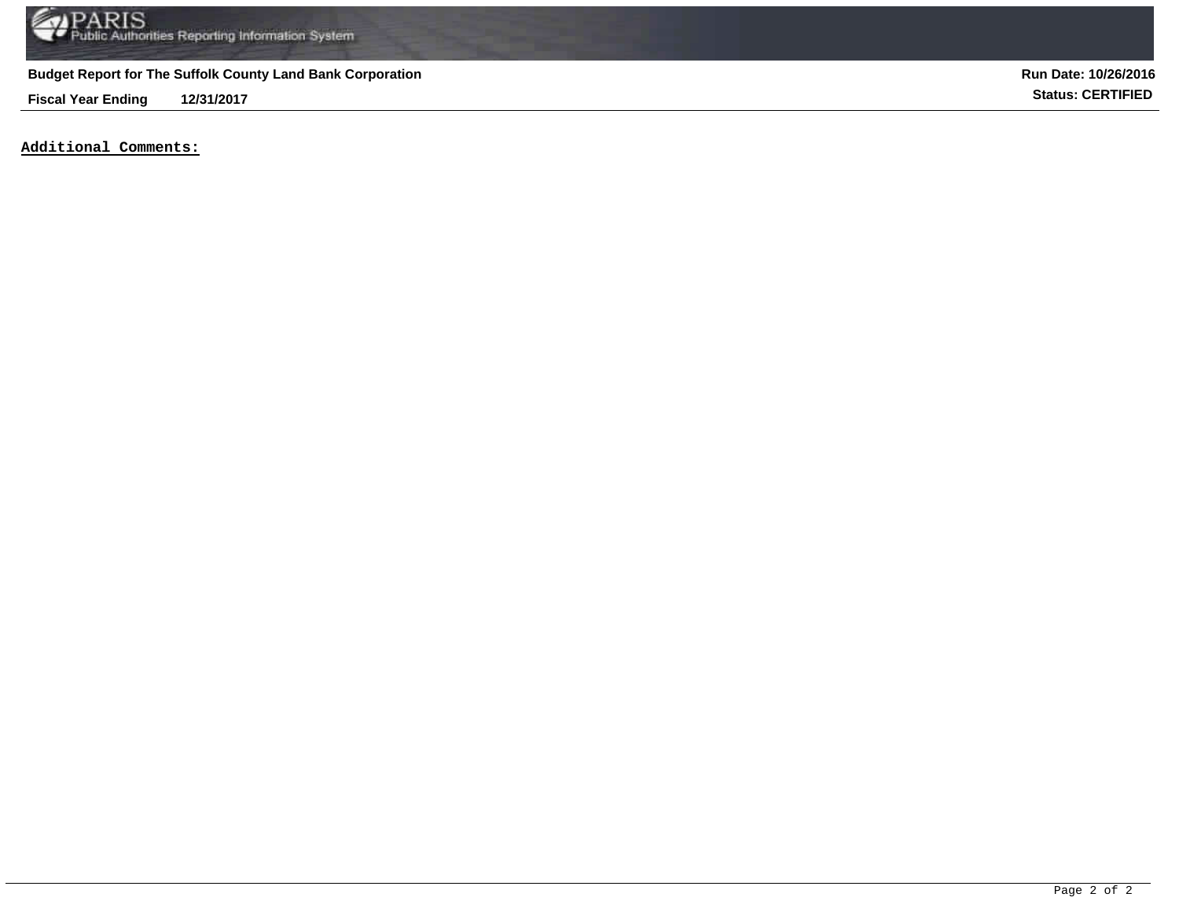**Budget Report for The Suffolk County Land Bank Corporation**

**Fiscal Year Ending** **12/31/2017**

**Run Date: 10/26/2016**

**Status: CERTIFIED**

**Additional Comments:**